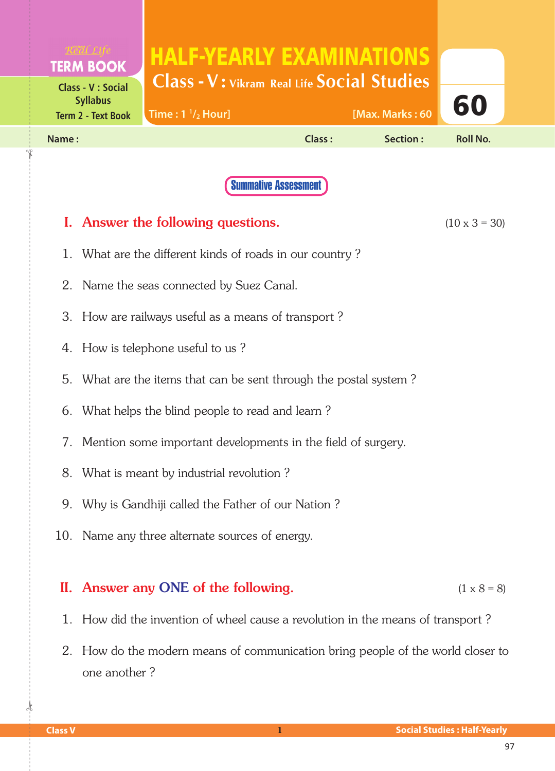Real Life
**TERM BOOK**

Class - V : Social Syllabus
Term 2 - Text Book

# HALF-YEARLY EXAMINATIONS

## Class - V : Vikram Real Life Social Studies

Time : 1 $^1/_2$ Hour] [Max. Marks : 60

**60**

Name : Class : Section : Roll No.

**Summative Assessment**

## I. Answer the following questions. (10 x 3 = 30)

1. What are the different kinds of roads in our country ?
2. Name the seas connected by Suez Canal.
3. How are railways useful as a means of transport ?
4. How is telephone useful to us ?
5. What are the items that can be sent through the postal system ?
6. What helps the blind people to read and learn ?
7. Mention some important developments in the field of surgery.
8. What is meant by industrial revolution ?
9. Why is Gandhiji called the Father of our Nation ?
10. Name any three alternate sources of energy.

## II. Answer any ONE of the following. (1 x 8 = 8)

1. How did the invention of wheel cause a revolution in the means of transport ?
2. How do the modern means of communication bring people of the world closer to one another ?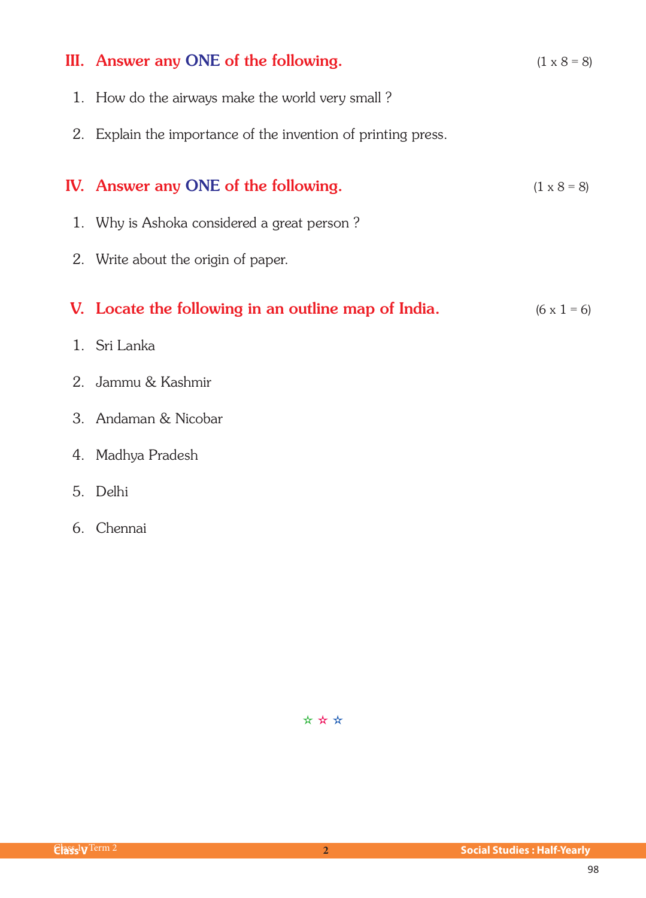## III. Answer any ONE of the following. (1 x 8 = 8)

1. How do the airways make the world very small ?
2. Explain the importance of the invention of printing press.

## IV. Answer any ONE of the following. (1 x 8 = 8)

1. Why is Ashoka considered a great person ?
2. Write about the origin of paper.

## V. Locate the following in an outline map of India. (6 x 1 = 6)

1. Sri Lanka
2. Jammu & Kashmir
3. Andaman & Nicobar
4. Madhya Pradesh
5. Delhi
6. Chennai

☆ ☆ ☆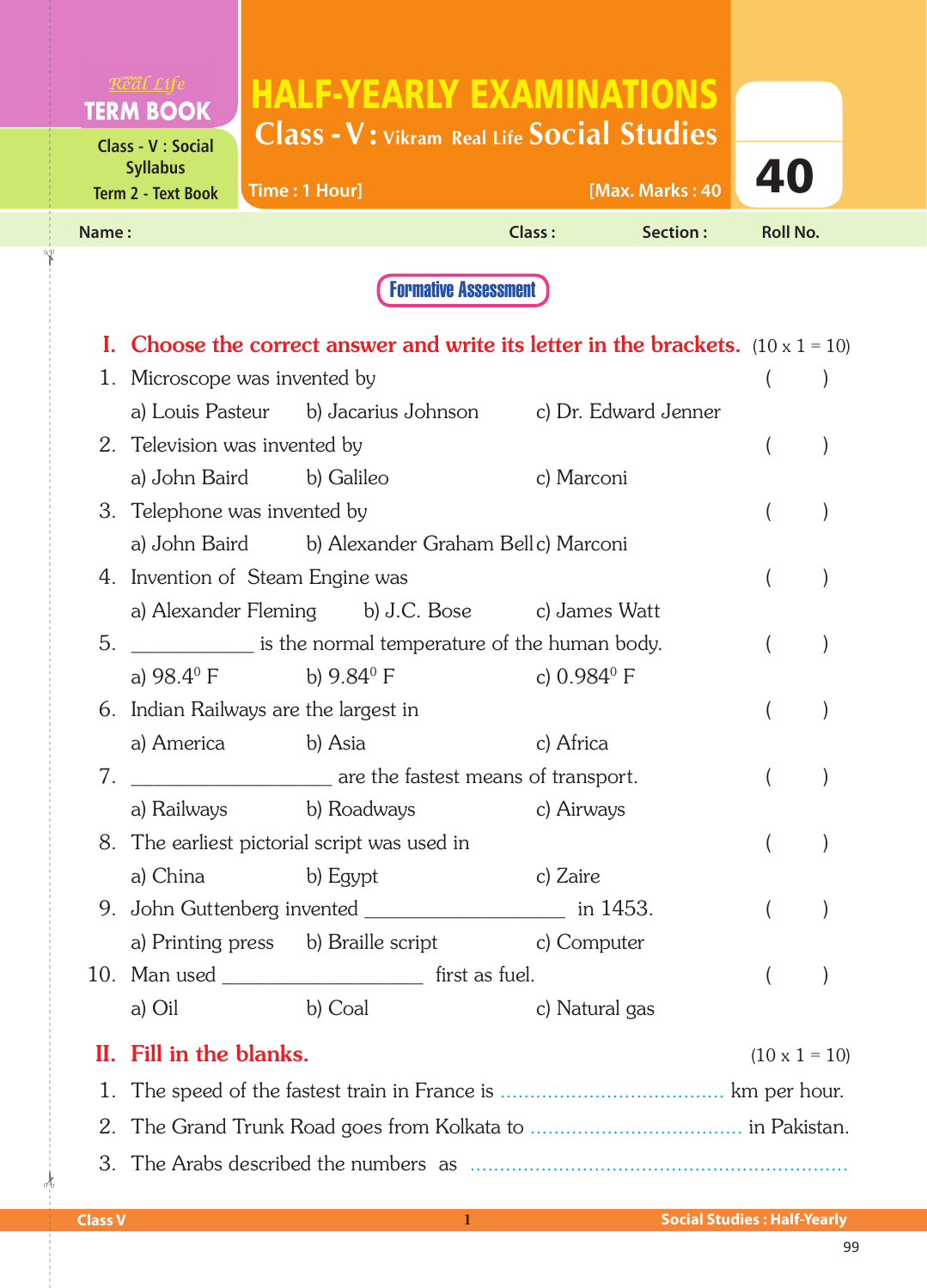Real Life **TERM BOOK**

Class - V : Social Syllabus
Term 2 - Text Book

# HALF-YEARLY EXAMINATIONS

## Class - V : Vikram Real Life Social Studies

Time : 1 Hour] [Max. Marks : 40

**40**

Name : Class : Section : Roll No.

**Formative Assessment**

### I. Choose the correct answer and write its letter in the brackets. (10 x 1 = 10)

1. Microscope was invented by ( )
   a) Louis Pasteur b) Jacarius Johnson c) Dr. Edward Jenner
2. Television was invented by ( )
   a) John Baird b) Galileo c) Marconi
3. Telephone was invented by ( )
   a) John Baird b) Alexander Graham Bell c) Marconi
4. Invention of Steam Engine was ( )
   a) Alexander Fleming b) J.C. Bose c) James Watt
5. ___________ is the normal temperature of the human body. ( )
   a) $98.4^0$ F b) $9.84^0$ F c) $0.984^0$ F
6. Indian Railways are the largest in ( )
   a) America b) Asia c) Africa
7. __________________ are the fastest means of transport. ( )
   a) Railways b) Roadways c) Airways
8. The earliest pictorial script was used in ( )
   a) China b) Egypt c) Zaire
9. John Guttenberg invented __________________ in 1453. ( )
   a) Printing press b) Braille script c) Computer
10. Man used __________________ first as fuel. ( )
    a) Oil b) Coal c) Natural gas

### II. Fill in the blanks. (10 x 1 = 10)

1. The speed of the fastest train in France is ...................................... km per hour.
2. The Grand Trunk Road goes from Kolkata to .................................... in Pakistan.
3. The Arabs described the numbers as ................................................................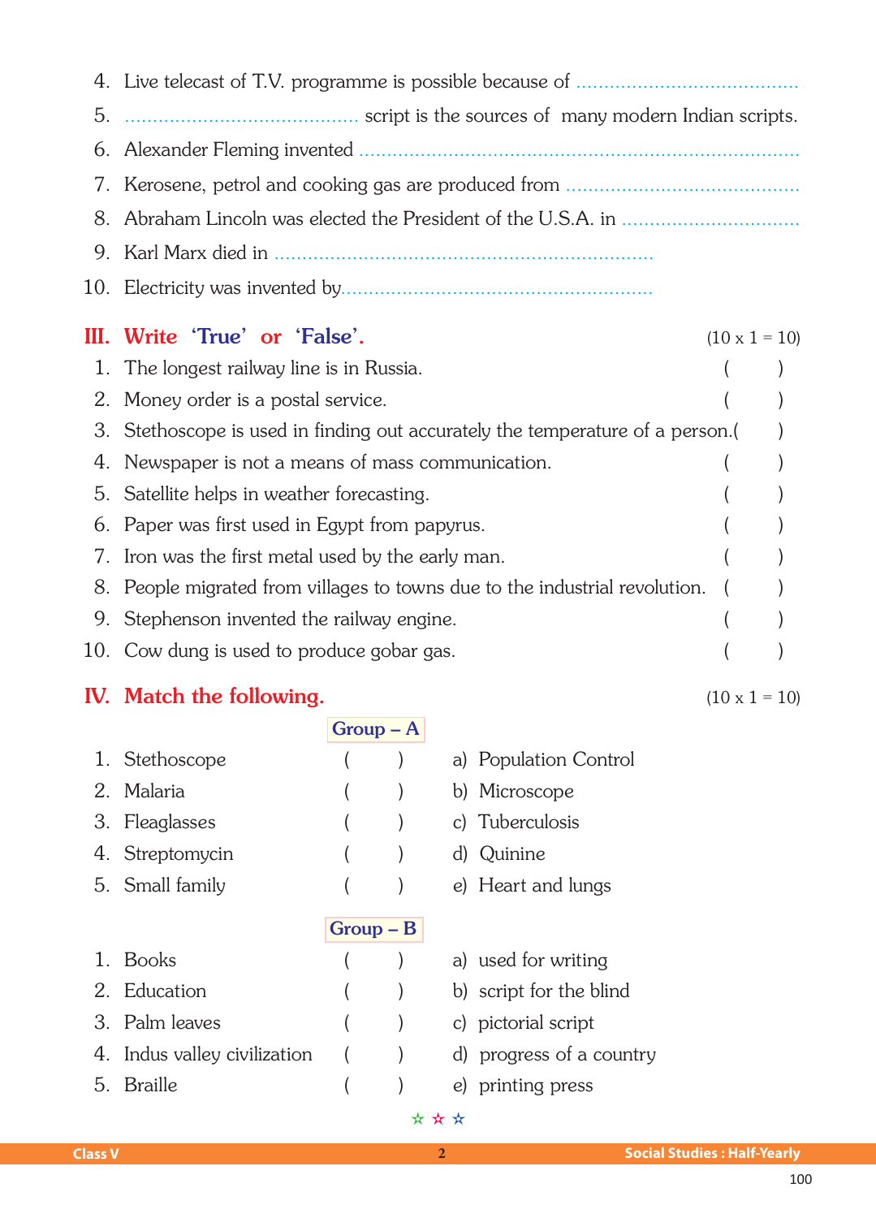4. Live telecast of T.V. programme is possible because of ........................................
5. .......................................... script is the sources of many modern Indian scripts.
6. Alexander Fleming invented ..............................................................................
7. Kerosene, petrol and cooking gas are produced from ..........................................
8. Abraham Lincoln was elected the President of the U.S.A. in ................................
9. Karl Marx died in ....................................................................
10. Electricity was invented by.......................................................

## III. Write 'True' or 'False'. (10 x 1 = 10)

1. The longest railway line is in Russia. ( )
2. Money order is a postal service. ( )
3. Stethoscope is used in finding out accurately the temperature of a person. ( )
4. Newspaper is not a means of mass communication. ( )
5. Satellite helps in weather forecasting. ( )
6. Paper was first used in Egypt from papyrus. ( )
7. Iron was the first metal used by the early man. ( )
8. People migrated from villages to towns due to the industrial revolution. ( )
9. Stephenson invented the railway engine. ( )
10. Cow dung is used to produce gobar gas. ( )

## IV. Match the following. (10 x 1 = 10)

**Group – A**

| | | | |
|---|---|---|---|
| 1. Stethoscope | ( ) | a) Population Control |
| 2. Malaria | ( ) | b) Microscope |
| 3. Fleaglasses | ( ) | c) Tuberculosis |
| 4. Streptomycin | ( ) | d) Quinine |
| 5. Small family | ( ) | e) Heart and lungs |

**Group – B**

| | | |
|---|---|---|
| 1. Books | ( ) | a) used for writing |
| 2. Education | ( ) | b) script for the blind |
| 3. Palm leaves | ( ) | c) pictorial script |
| 4. Indus valley civilization | ( ) | d) progress of a country |
| 5. Braille | ( ) | e) printing press |

☆ ☆ ☆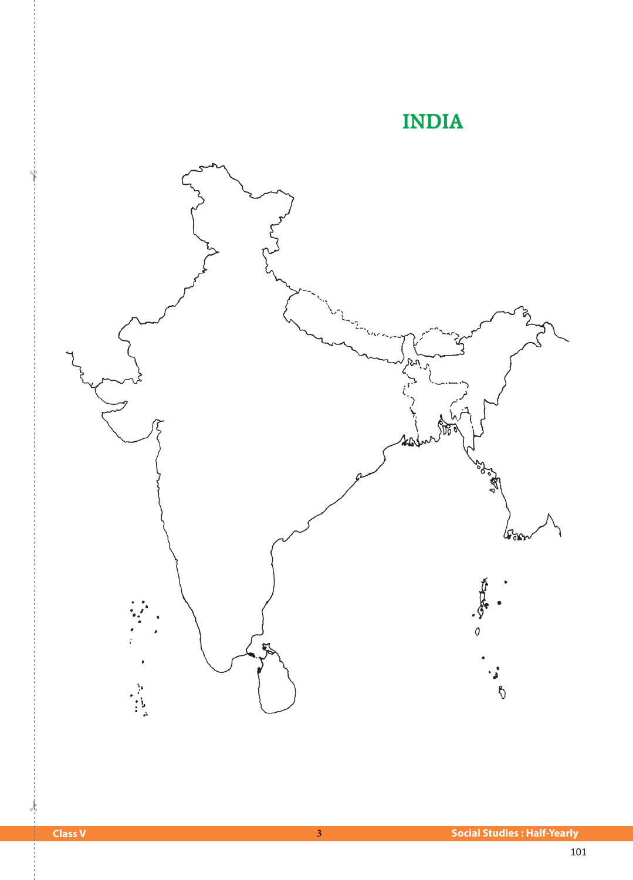# INDIA